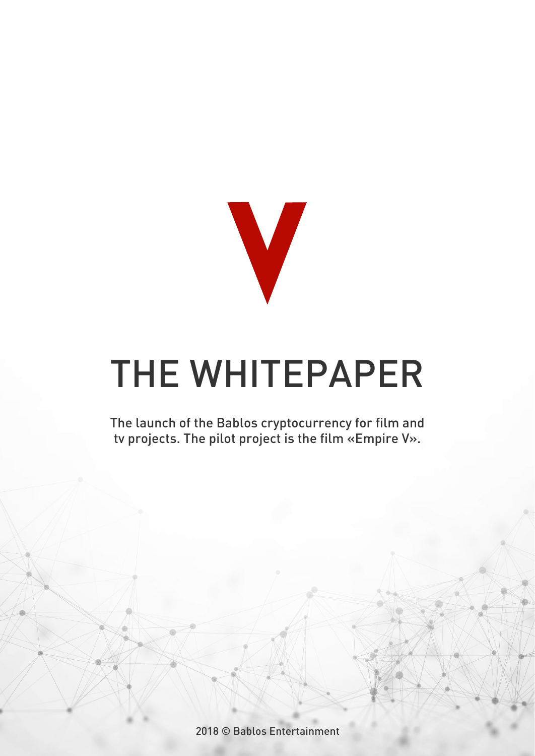# THE WHITEPAPER

The launch of the Bablos cryptocurrency for film and tv projects. The pilot project is the film «Empire V».

2018 © Bablos Entertainment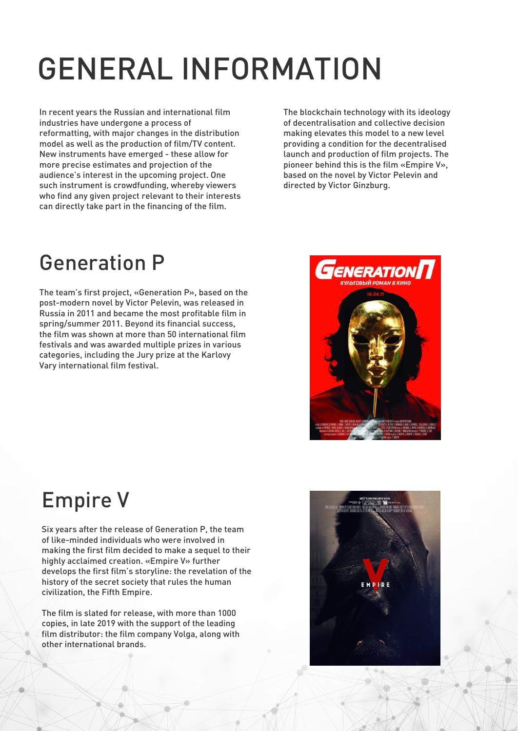# GENERAL INFORMATION

In recent years the Russian and international film industries have undergone a process of reformatting, with major changes in the distribution model as well as the production of film/TV content. New instruments have emerged - these allow for more precise estimates and projection of the audience's interest in the upcoming project. One such instrument is crowdfunding, whereby viewers who find any given project relevant to their interests can directly take part in the financing of the film.

The blockchain technology with its ideology of decentralisation and collective decision making elevates this model to a new level providing a condition for the decentralised launch and production of film projects. The pioneer behind this is the film «Empire V», based on the novel by Victor Pelevin and directed by Victor Ginzburg.

## Generation P

The team's first project, «Generation P», based on the post-modern novel by Victor Pelevin, was released in Russia in 2011 and became the most profitable film in spring/summer 2011. Beyond its financial success, the film was shown at more than 50 international film festivals and was awarded multiple prizes in various categories, including the Jury prize at the Karlovy Vary international film festival.

## Empire V

Six years after the release of Generation P, the team of like-minded individuals who were involved in making the first film decided to make a sequel to their highly acclaimed creation. «Empire V» further develops the first film's storyline: the revelation of the history of the secret society that rules the human civilization, the Fifth Empire.

The film is slated for release, with more than 1000 copies, in late 2019 with the support of the leading film distributor: the film company Volga, along with other international brands.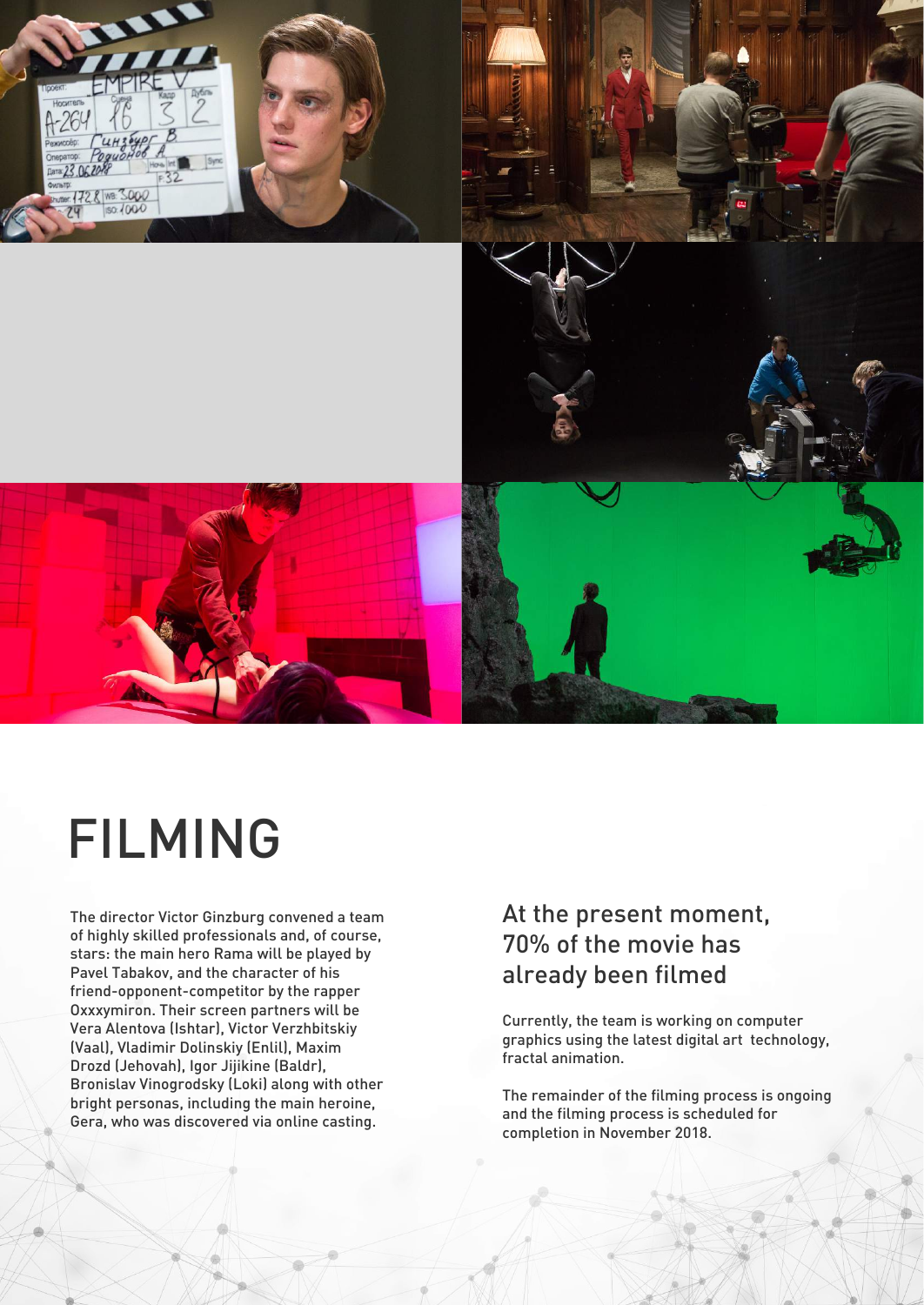# FILMING

The director Victor Ginzburg convened a team of highly skilled professionals and, of course, stars: the main hero Rama will be played by Pavel Tabakov, and the character of his friend-opponent-competitor by the rapper Oxxxymiron. Their screen partners will be Vera Alentova (Ishtar), Victor Verzhbitskiy (Vaal), Vladimir Dolinskiy (Enlil), Maxim Drozd (Jehovah), Igor Jijikine (Baldr), Bronislav Vinogrodsky (Loki) along with other bright personas, including the main heroine, Gera, who was discovered via online casting.

## At the present moment, 70% of the movie has already been filmed

Currently, the team is working on computer graphics using the latest digital art technology, fractal animation.

The remainder of the filming process is ongoing and the filming process is scheduled for completion in November 2018.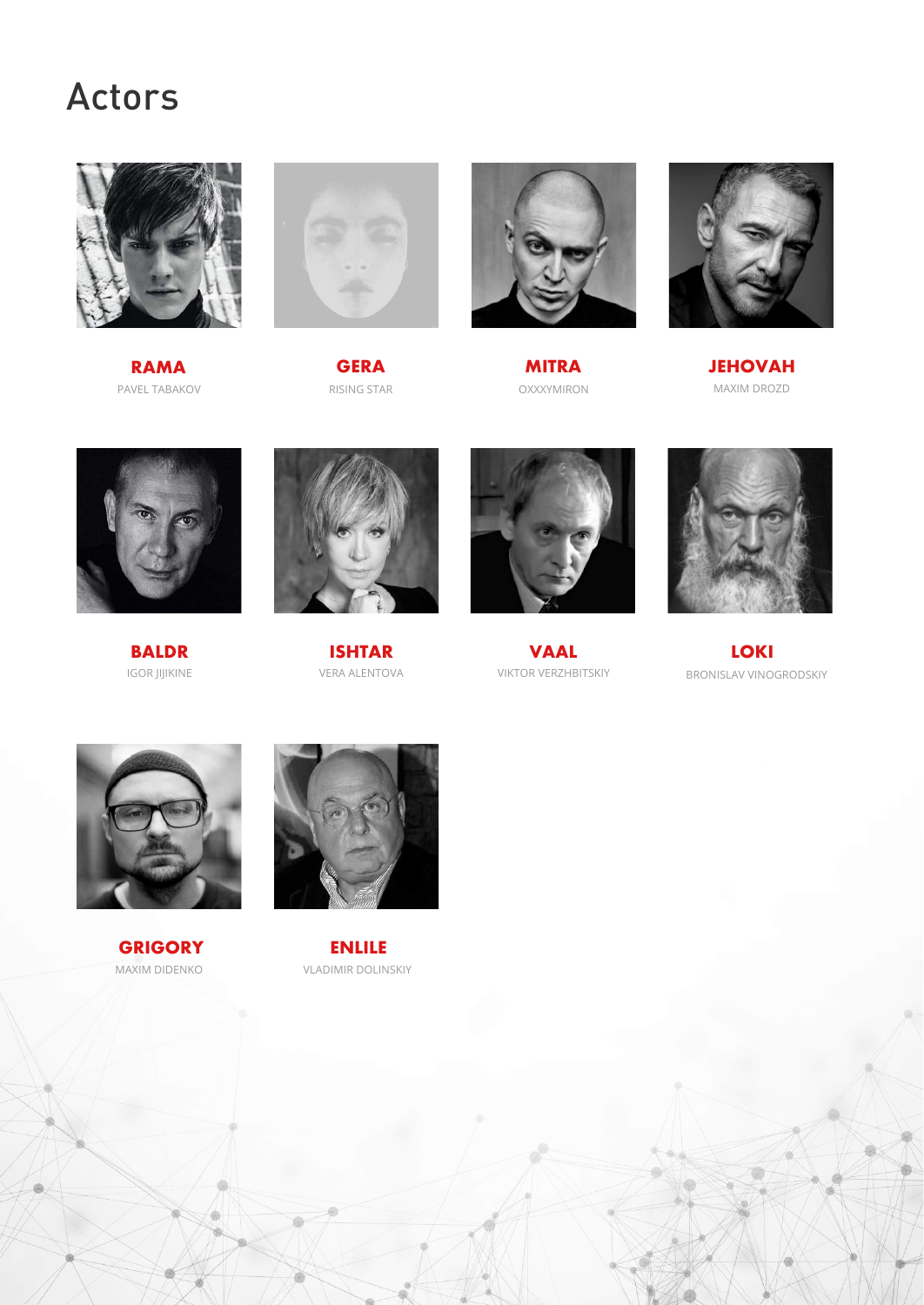# Actors

**RAMA**
PAVEL TABAKOV

**GERA**
RISING STAR

**MITRA**
OXXXYMIRON

**JEHOVAH**
MAXIM DROZD

**BALDR**
IGOR JIJIKINE

**ISHTAR**
VERA ALENTOVA

**VAAL**
VIKTOR VERZHBITSKIY

**LOKI**
BRONISLAV VINOGRODSKIY

**GRIGORY**
MAXIM DIDENKO

**ENLILE**
VLADIMIR DOLINSKIY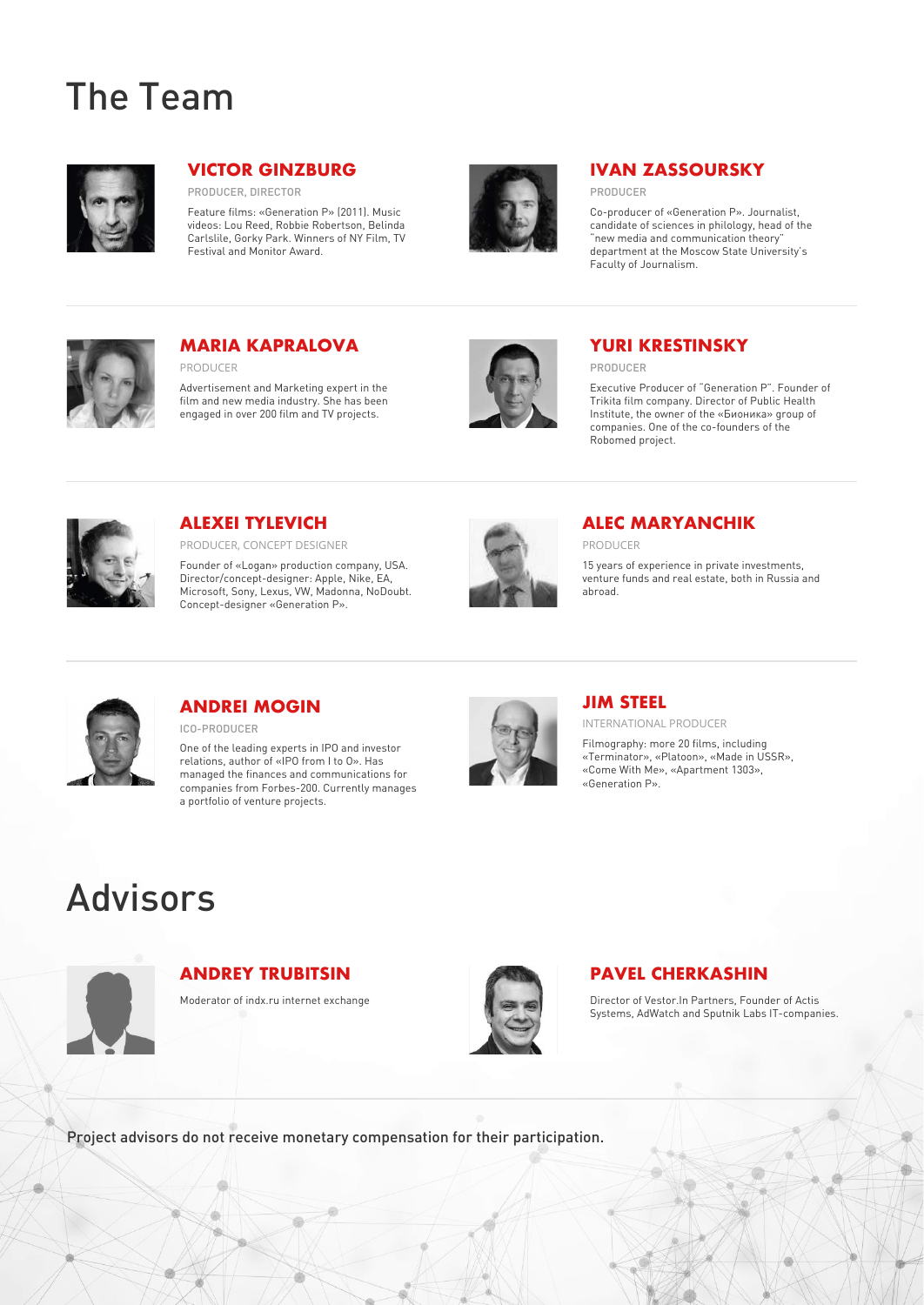# The Team

### VICTOR GINZBURG

PRODUCER, DIRECTOR

Feature films: «Generation P» (2011). Music videos: Lou Reed, Robbie Robertson, Belinda Carlslile, Gorky Park. Winners of NY Film, TV Festival and Monitor Award.

### IVAN ZASSOURSKY

PRODUCER

Co-producer of «Generation P». Journalist, candidate of sciences in philology, head of the "new media and communication theory" department at the Moscow State University's Faculty of Journalism.

### MARIA KAPRALOVA

PRODUCER

Advertisement and Marketing expert in the film and new media industry. She has been engaged in over 200 film and TV projects.

### YURI KRESTINSKY

PRODUCER

Executive Producer of "Generation P". Founder of Trikita film company. Director of Public Health Institute, the owner of the «Бионика» group of companies. One of the co-founders of the Robomed project.

### ALEXEI TYLEVICH

PRODUCER, CONCEPT DESIGNER

Founder of «Logan» production company, USA. Director/concept-designer: Apple, Nike, EA, Microsoft, Sony, Lexus, VW, Madonna, NoDoubt. Concept-designer «Generation P».

### ALEC MARYANCHIK

PRODUCER

15 years of experience in private investments, venture funds and real estate, both in Russia and abroad.

### ANDREI MOGIN

ICO-PRODUCER

One of the leading experts in IPO and investor relations, author of «IPO from I to O». Has managed the finances and communications for companies from Forbes-200. Currently manages a portfolio of venture projects.

### JIM STEEL

INTERNATIONAL PRODUCER

Filmography: more 20 films, including «Terminator», «Platoon», «Made in USSR», «Come With Me», «Apartment 1303», «Generation P».

# Advisors

### ANDREY TRUBITSIN

Moderator of indx.ru internet exchange

### PAVEL CHERKASHIN

Director of Vestor.In Partners, Founder of Actis Systems, AdWatch and Sputnik Labs IT-companies.

Project advisors do not receive monetary compensation for their participation.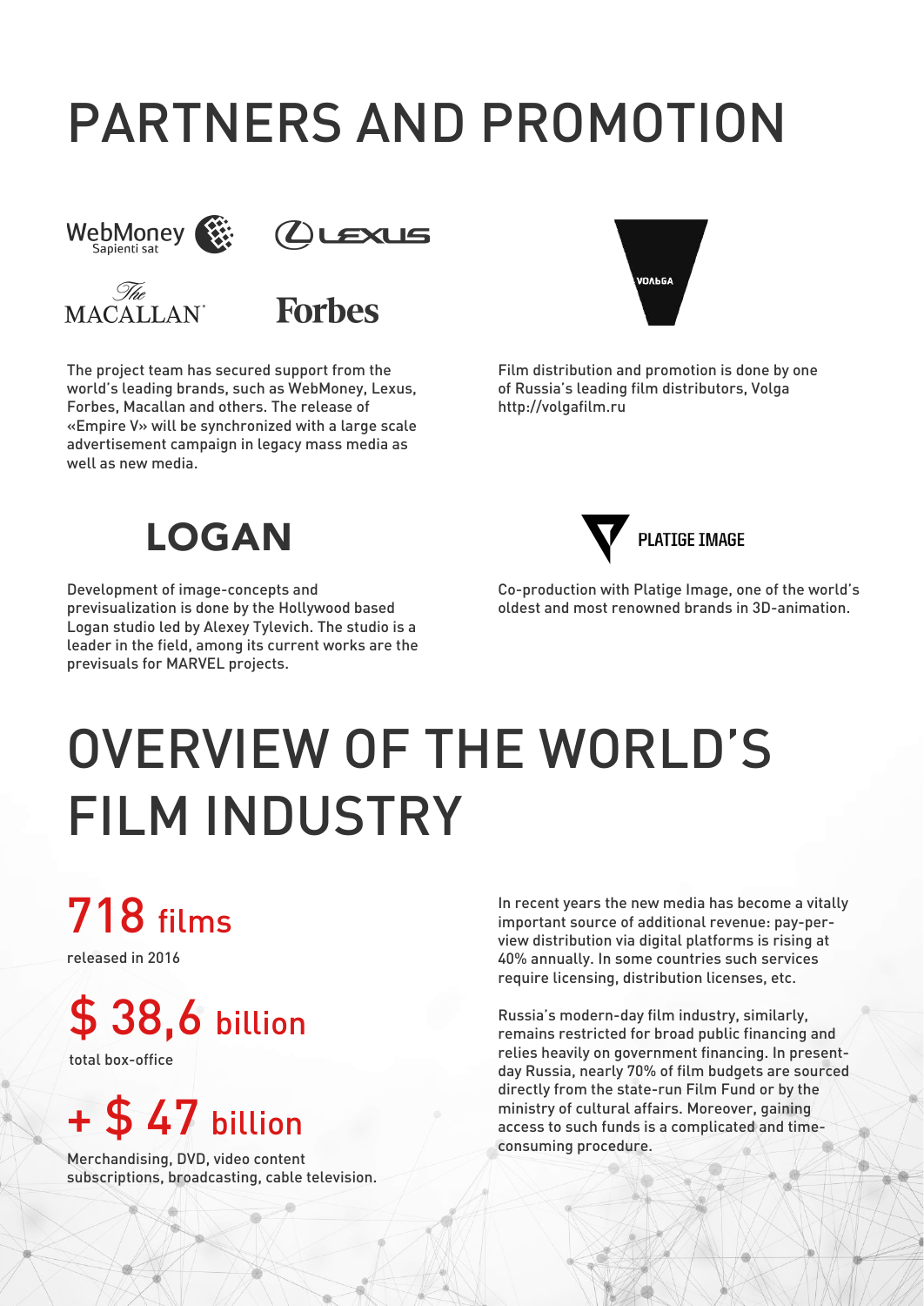# PARTNERS AND PROMOTION

WebMoney
Sapienti sat

LEXUS

The MACALLAN

Forbes

The project team has secured support from the world's leading brands, such as WebMoney, Lexus, Forbes, Macallan and others. The release of «Empire V» will be synchronized with a large scale advertisement campaign in legacy mass media as well as new media.

VOΛbGA

Film distribution and promotion is done by one of Russia's leading film distributors, Volga http://volgafilm.ru

LOGAN

Development of image-concepts and previsualization is done by the Hollywood based Logan studio led by Alexey Tylevich. The studio is a leader in the field, among its current works are the previsuals for MARVEL projects.

PLATIGE IMAGE

Co-production with Platige Image, one of the world's oldest and most renowned brands in 3D-animation.

# OVERVIEW OF THE WORLD'S FILM INDUSTRY

**718 films**

released in 2016

**$ 38,6 billion**

total box-office

**+ $ 47 billion**

Merchandising, DVD, video content subscriptions, broadcasting, cable television.

In recent years the new media has become a vitally important source of additional revenue: pay-per-view distribution via digital platforms is rising at 40% annually. In some countries such services require licensing, distribution licenses, etc.

Russia's modern-day film industry, similarly, remains restricted for broad public financing and relies heavily on government financing. In present-day Russia, nearly 70% of film budgets are sourced directly from the state-run Film Fund or by the ministry of cultural affairs. Moreover, gaining access to such funds is a complicated and time-consuming procedure.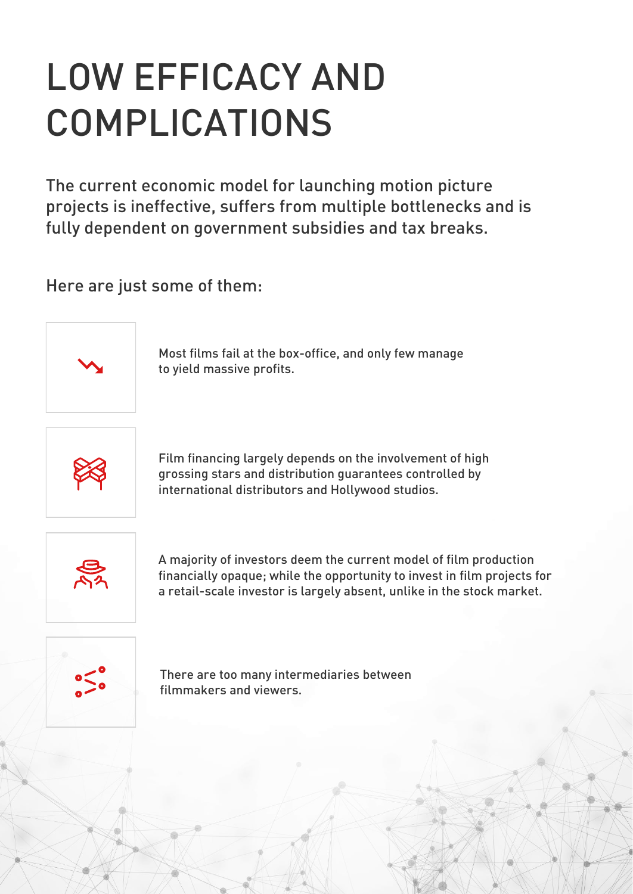# LOW EFFICACY AND COMPLICATIONS

The current economic model for launching motion picture projects is ineffective, suffers from multiple bottlenecks and is fully dependent on government subsidies and tax breaks.

Here are just some of them:

- Most films fail at the box-office, and only few manage to yield massive profits.
- Film financing largely depends on the involvement of high grossing stars and distribution guarantees controlled by international distributors and Hollywood studios.
- A majority of investors deem the current model of film production financially opaque; while the opportunity to invest in film projects for a retail-scale investor is largely absent, unlike in the stock market.
- There are too many intermediaries between filmmakers and viewers.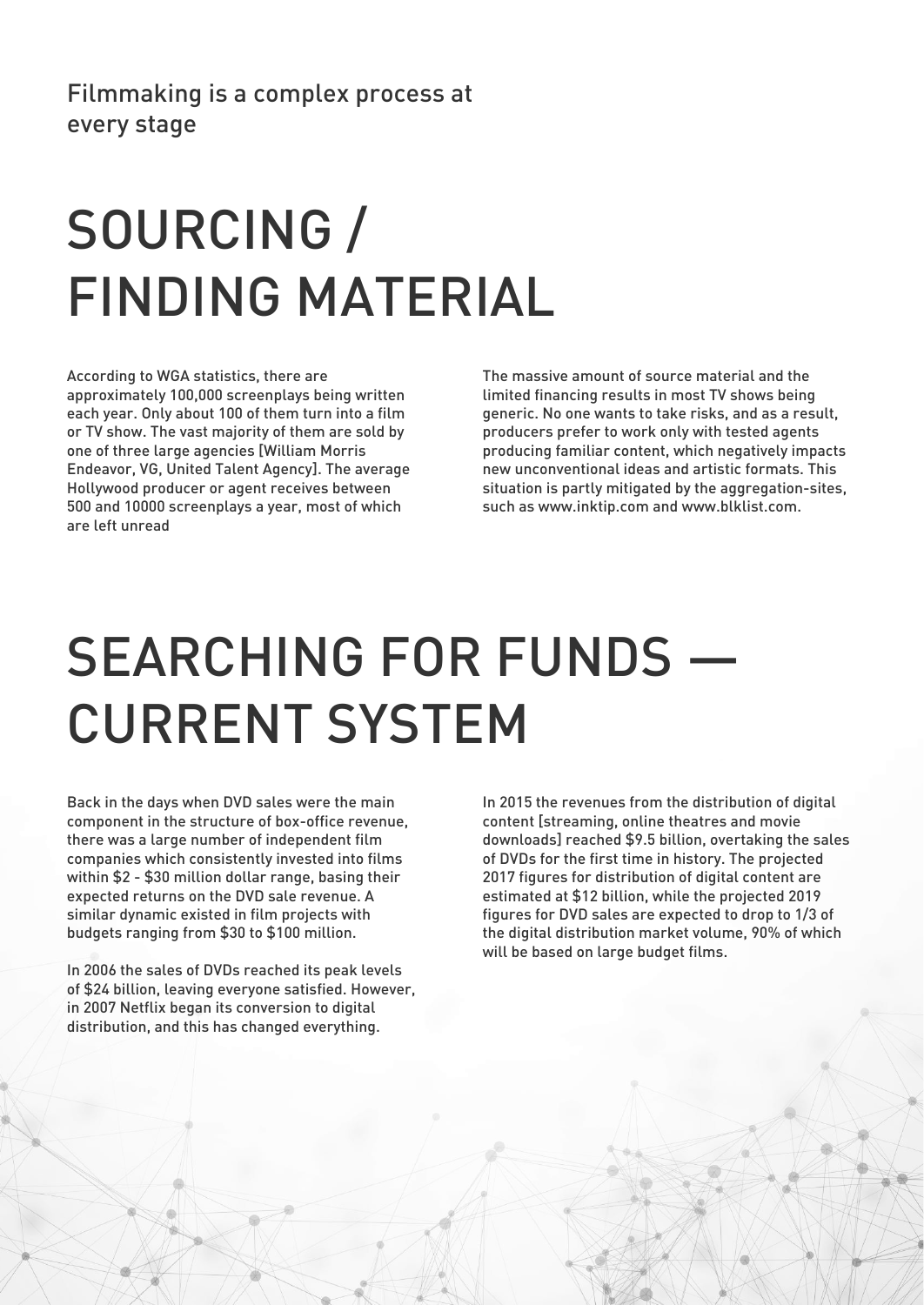Filmmaking is a complex process at every stage

# SOURCING / FINDING MATERIAL

According to WGA statistics, there are approximately 100,000 screenplays being written each year. Only about 100 of them turn into a film or TV show. The vast majority of them are sold by one of three large agencies [William Morris Endeavor, VG, United Talent Agency]. The average Hollywood producer or agent receives between 500 and 10000 screenplays a year, most of which are left unread

The massive amount of source material and the limited financing results in most TV shows being generic. No one wants to take risks, and as a result, producers prefer to work only with tested agents producing familiar content, which negatively impacts new unconventional ideas and artistic formats. This situation is partly mitigated by the aggregation-sites, such as www.inktip.com and www.blklist.com.

# SEARCHING FOR FUNDS — CURRENT SYSTEM

Back in the days when DVD sales were the main component in the structure of box-office revenue, there was a large number of independent film companies which consistently invested into films within $2 - $30 million dollar range, basing their expected returns on the DVD sale revenue. A similar dynamic existed in film projects with budgets ranging from $30 to $100 million.

In 2006 the sales of DVDs reached its peak levels of $24 billion, leaving everyone satisfied. However, in 2007 Netflix began its conversion to digital distribution, and this has changed everything.

In 2015 the revenues from the distribution of digital content [streaming, online theatres and movie downloads] reached $9.5 billion, overtaking the sales of DVDs for the first time in history. The projected 2017 figures for distribution of digital content are estimated at $12 billion, while the projected 2019 figures for DVD sales are expected to drop to 1/3 of the digital distribution market volume, 90% of which will be based on large budget films.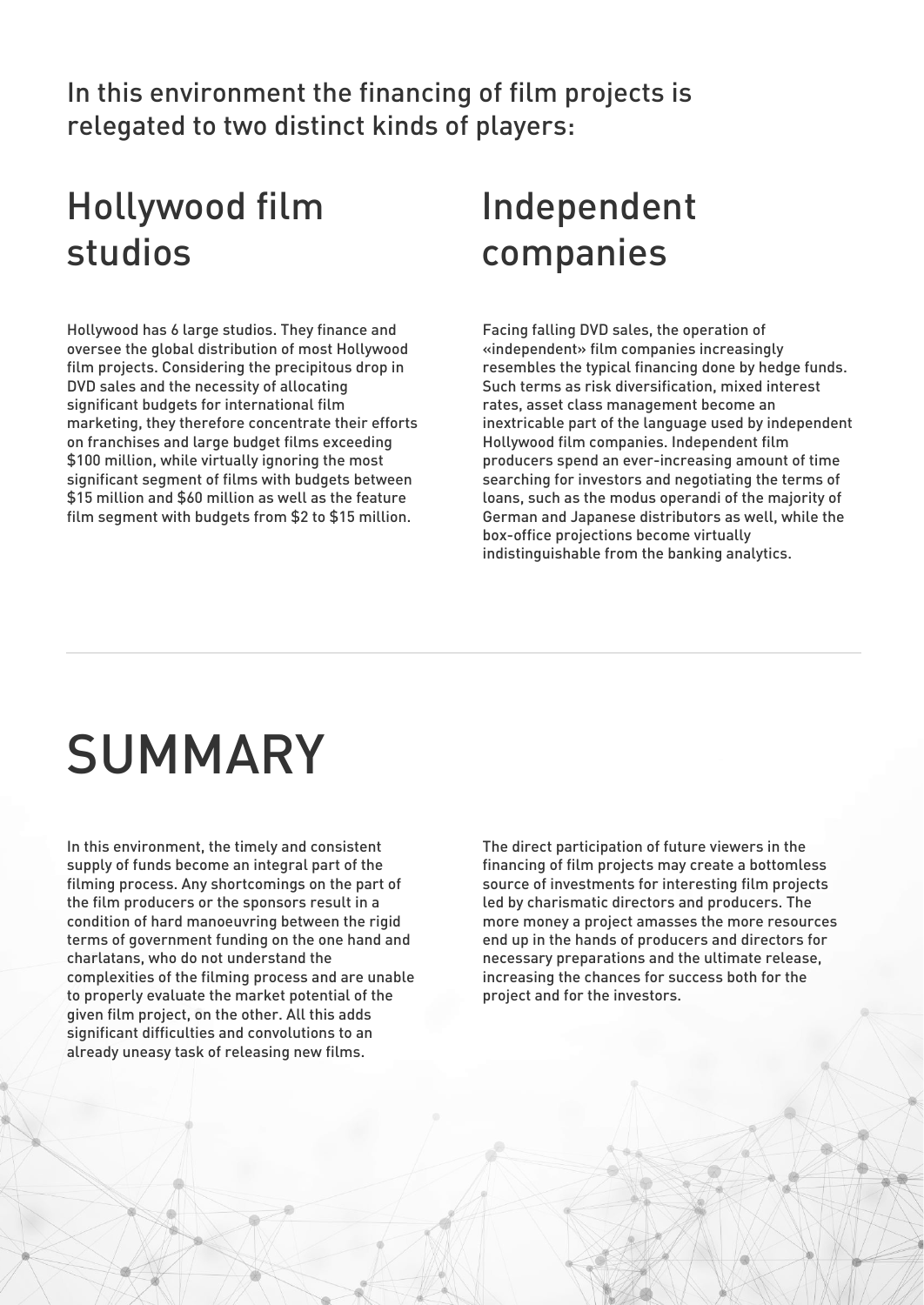In this environment the financing of film projects is relegated to two distinct kinds of players:

## Hollywood film studios

Hollywood has 6 large studios. They finance and oversee the global distribution of most Hollywood film projects. Considering the precipitous drop in DVD sales and the necessity of allocating significant budgets for international film marketing, they therefore concentrate their efforts on franchises and large budget films exceeding $100 million, while virtually ignoring the most significant segment of films with budgets between $15 million and $60 million as well as the feature film segment with budgets from $2 to $15 million.

## Independent companies

Facing falling DVD sales, the operation of «independent» film companies increasingly resembles the typical financing done by hedge funds. Such terms as risk diversification, mixed interest rates, asset class management become an inextricable part of the language used by independent Hollywood film companies. Independent film producers spend an ever-increasing amount of time searching for investors and negotiating the terms of loans, such as the modus operandi of the majority of German and Japanese distributors as well, while the box-office projections become virtually indistinguishable from the banking analytics.

# SUMMARY

In this environment, the timely and consistent supply of funds become an integral part of the filming process. Any shortcomings on the part of the film producers or the sponsors result in a condition of hard manoeuvring between the rigid terms of government funding on the one hand and charlatans, who do not understand the complexities of the filming process and are unable to properly evaluate the market potential of the given film project, on the other. All this adds significant difficulties and convolutions to an already uneasy task of releasing new films.

The direct participation of future viewers in the financing of film projects may create a bottomless source of investments for interesting film projects led by charismatic directors and producers. The more money a project amasses the more resources end up in the hands of producers and directors for necessary preparations and the ultimate release, increasing the chances for success both for the project and for the investors.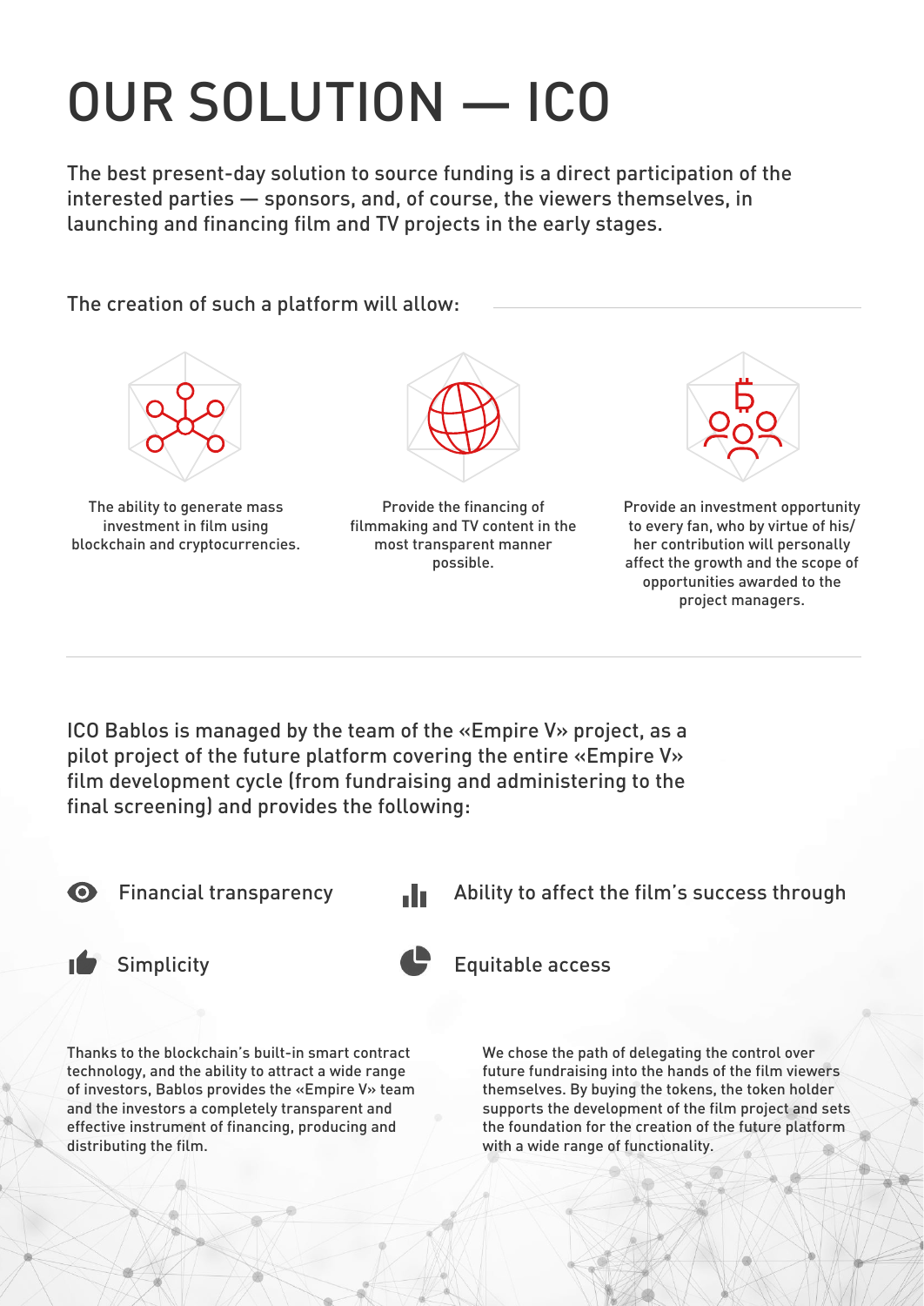# OUR SOLUTION — ICO

The best present-day solution to source funding is a direct participation of the interested parties — sponsors, and, of course, the viewers themselves, in launching and financing film and TV projects in the early stages.

The creation of such a platform will allow:

- The ability to generate mass investment in film using blockchain and cryptocurrencies.
- Provide the financing of filmmaking and TV content in the most transparent manner possible.
- Provide an investment opportunity to every fan, who by virtue of his/her contribution will personally affect the growth and the scope of opportunities awarded to the project managers.

ICO Bablos is managed by the team of the «Empire V» project, as a pilot project of the future platform covering the entire «Empire V» film development cycle (from fundraising and administering to the final screening) and provides the following:

- Financial transparency
- Ability to affect the film's success through
- Simplicity
- Equitable access

Thanks to the blockchain's built-in smart contract technology, and the ability to attract a wide range of investors, Bablos provides the «Empire V» team and the investors a completely transparent and effective instrument of financing, producing and distributing the film.

We chose the path of delegating the control over future fundraising into the hands of the film viewers themselves. By buying the tokens, the token holder supports the development of the film project and sets the foundation for the creation of the future platform with a wide range of functionality.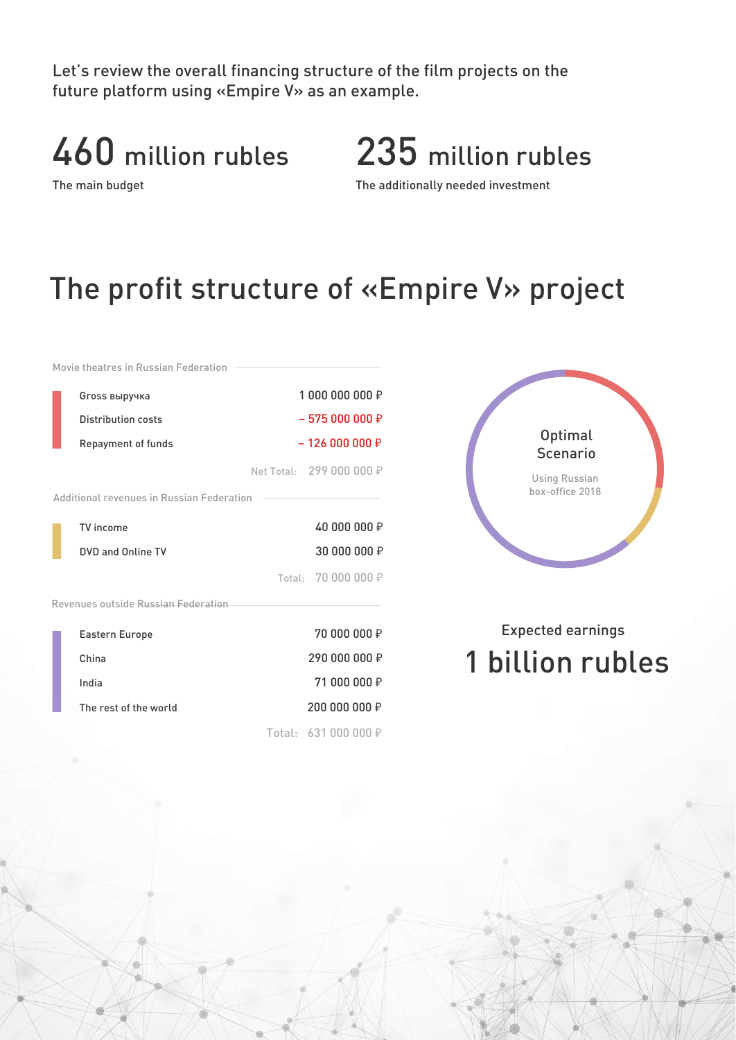Let's review the overall financing structure of the film projects on the future platform using «Empire V» as an example.

460 million rubles
The main budget

235 million rubles
The additionally needed investment

# The profit structure of «Empire V» project

Movie theatres in Russian Federation

| | |
|---|---|
| Gross выручка | 1 000 000 000 ₽ |
| Distribution costs | – 575 000 000 ₽ |
| Repayment of funds | – 126 000 000 ₽ |
| Net Total: | 299 000 000 ₽ |

Additional revenues in Russian Federation

| | |
|---|---|
| TV income | 40 000 000 ₽ |
| DVD and Online TV | 30 000 000 ₽ |
| Total: | 70 000 000 ₽ |

Revenues outside Russian Federation

| | |
|---|---|
| Eastern Europe | 70 000 000 ₽ |
| China | 290 000 000 ₽ |
| India | 71 000 000 ₽ |
| The rest of the world | 200 000 000 ₽ |
| Total: | 631 000 000 ₽ |

Optimal Scenario

Using Russian box-office 2018

Expected earnings

1 billion rubles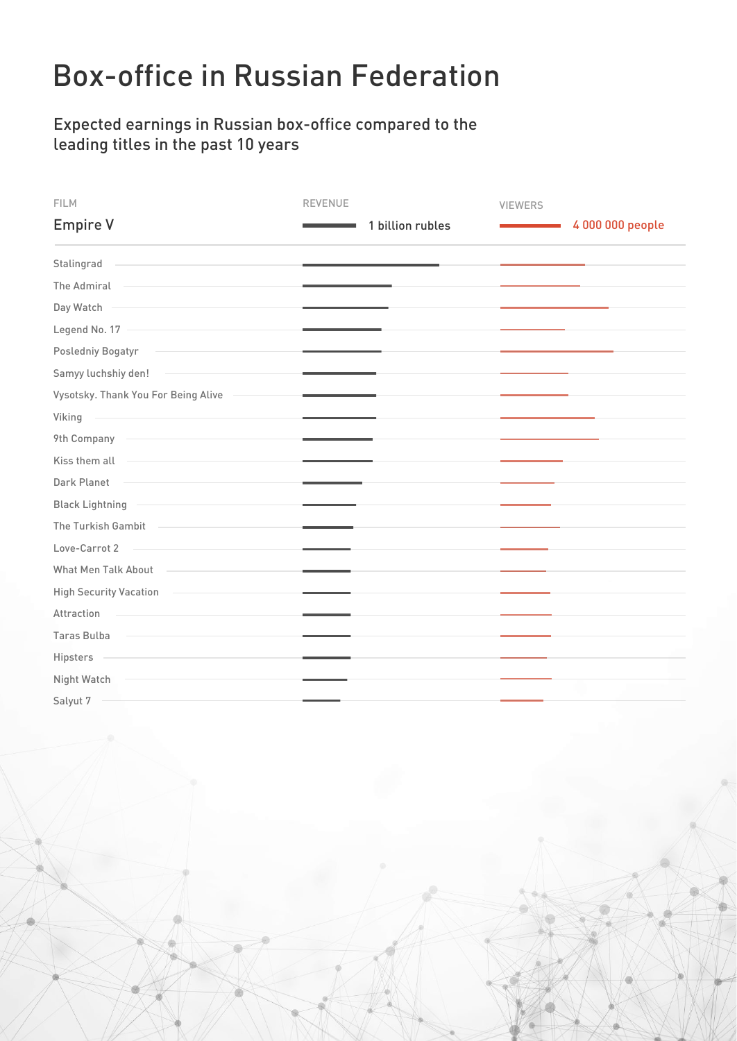# Box-office in Russian Federation

Expected earnings in Russian box-office compared to the leading titles in the past 10 years

FILM

Empire V

REVENUE

1 billion rubles

VIEWERS

4 000 000 people

Stalingrad

The Admiral

Day Watch

Legend No. 17

Posledniy Bogatyr

Samyy luchshiy den!

Vysotsky. Thank You For Being Alive

Viking

9th Company

Kiss them all

Dark Planet

Black Lightning

The Turkish Gambit

Love-Carrot 2

What Men Talk About

High Security Vacation

Attraction

Taras Bulba

Hipsters

Night Watch

Salyut 7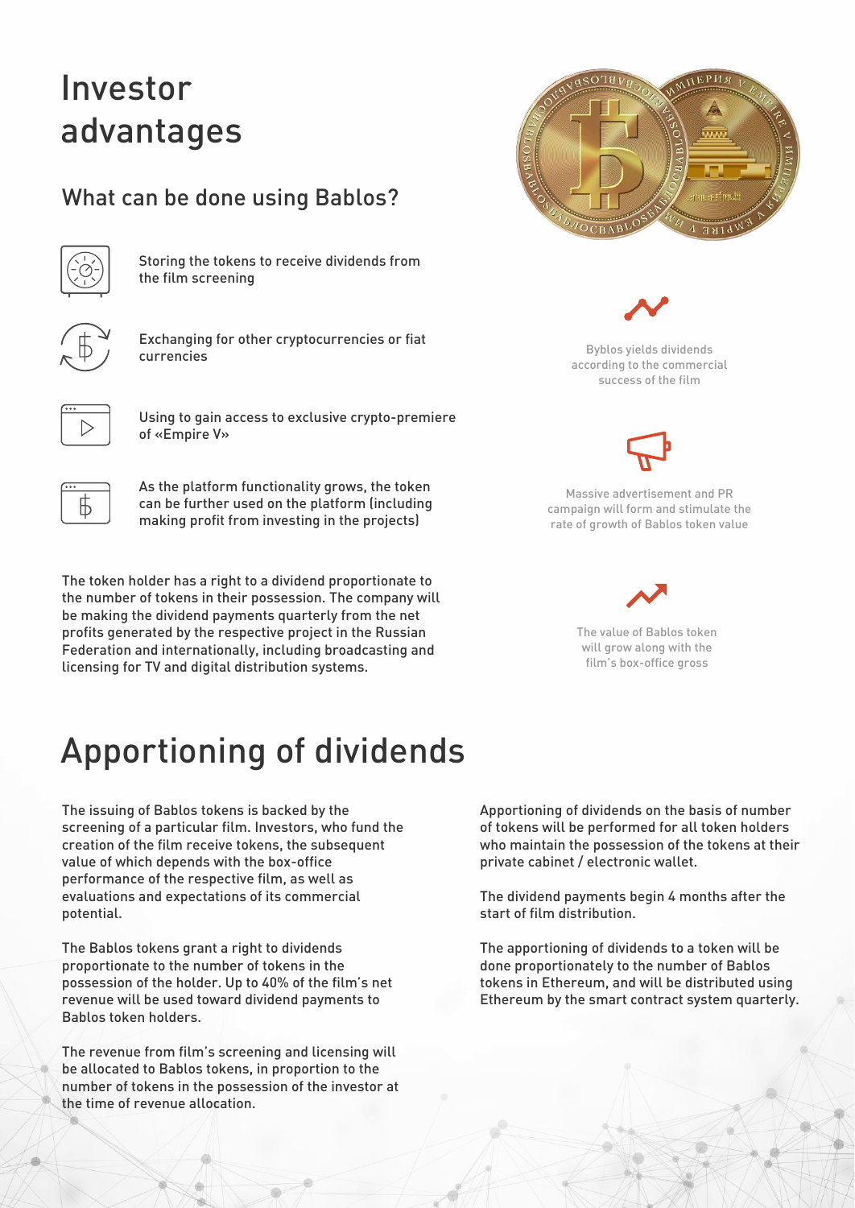# Investor advantages

## What can be done using Bablos?

- Storing the tokens to receive dividends from the film screening
- Exchanging for other cryptocurrencies or fiat currencies
- Using to gain access to exclusive crypto-premiere of «Empire V»
- As the platform functionality grows, the token can be further used on the platform (including making profit from investing in the projects)

The token holder has a right to a dividend proportionate to the number of tokens in their possession. The company will be making the dividend payments quarterly from the net profits generated by the respective project in the Russian Federation and internationally, including broadcasting and licensing for TV and digital distribution systems.

Byblos yields dividends according to the commercial success of the film

Massive advertisement and PR campaign will form and stimulate the rate of growth of Bablos token value

The value of Bablos token will grow along with the film's box-office gross

# Apportioning of dividends

The issuing of Bablos tokens is backed by the screening of a particular film. Investors, who fund the creation of the film receive tokens, the subsequent value of which depends with the box-office performance of the respective film, as well as evaluations and expectations of its commercial potential.

The Bablos tokens grant a right to dividends proportionate to the number of tokens in the possession of the holder. Up to 40% of the film's net revenue will be used toward dividend payments to Bablos token holders.

The revenue from film's screening and licensing will be allocated to Bablos tokens, in proportion to the number of tokens in the possession of the investor at the time of revenue allocation.

Apportioning of dividends on the basis of number of tokens will be performed for all token holders who maintain the possession of the tokens at their private cabinet / electronic wallet.

The dividend payments begin 4 months after the start of film distribution.

The apportioning of dividends to a token will be done proportionately to the number of Bablos tokens in Ethereum, and will be distributed using Ethereum by the smart contract system quarterly.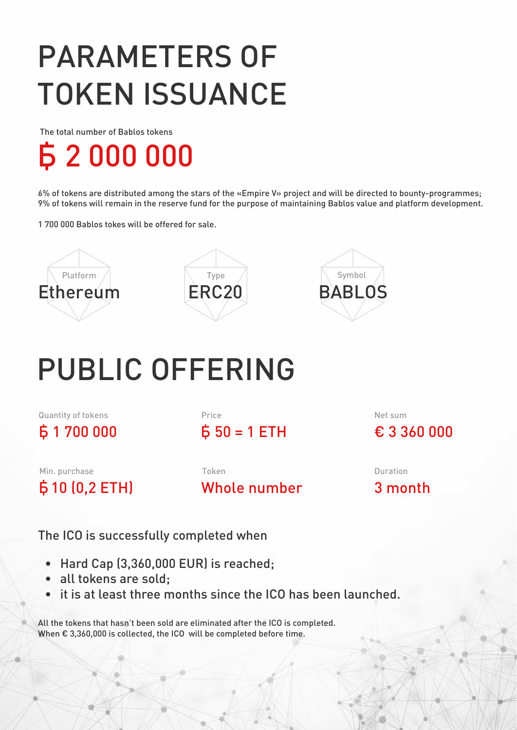# PARAMETERS OF TOKEN ISSUANCE

The total number of Bablos tokens

## Ƀ 2 000 000

6% of tokens are distributed among the stars of the «Empire V» project and will be directed to bounty-programmes;
9% of tokens will remain in the reserve fund for the purpose of maintaining Bablos value and platform development.

1 700 000 Bablos tokes will be offered for sale.

| Platform | Type | Symbol |
| --- | --- | --- |
| Ethereum | ERC20 | BABLOS |

# PUBLIC OFFERING

| Quantity of tokens | Price | Net sum |
| --- | --- | --- |
| Ƀ 1 700 000 | Ƀ 50 = 1 ETH | € 3 360 000 |
| **Min. purchase** | **Token** | **Duration** |
| Ƀ 10 (0,2 ETH) | Whole number | 3 month |

The ICO is successfully completed when

- Hard Cap (3,360,000 EUR) is reached;
- all tokens are sold;
- it is at least three months since the ICO has been launched.

All the tokens that hasn't been sold are eliminated after the ICO is completed.
When € 3,360,000 is collected, the ICO will be completed before time.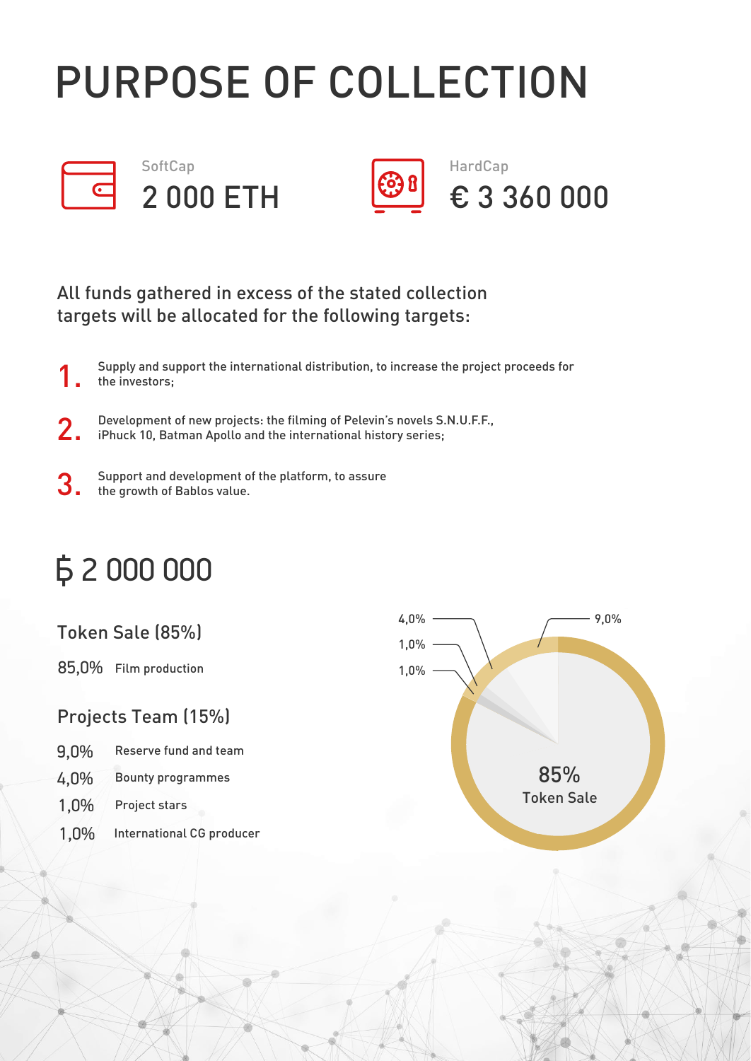# PURPOSE OF COLLECTION

SoftCap

**2 000 ETH**

HardCap

**€ 3 360 000**

All funds gathered in excess of the stated collection targets will be allocated for the following targets:

1. Supply and support the international distribution, to increase the project proceeds for the investors;
2. Development of new projects: the filming of Pelevin's novels S.N.U.F.F., iPhuck 10, Batman Apollo and the international history series;
3. Support and development of the platform, to assure the growth of Bablos value.

## ฿ 2 000 000

### Token Sale (85%)

85,0% Film production

### Projects Team (15%)

9,0% Reserve fund and team

4,0% Bounty programmes

1,0% Project stars

1,0% International CG producer

4,0%

1,0%

1,0%

9,0%

85%

Token Sale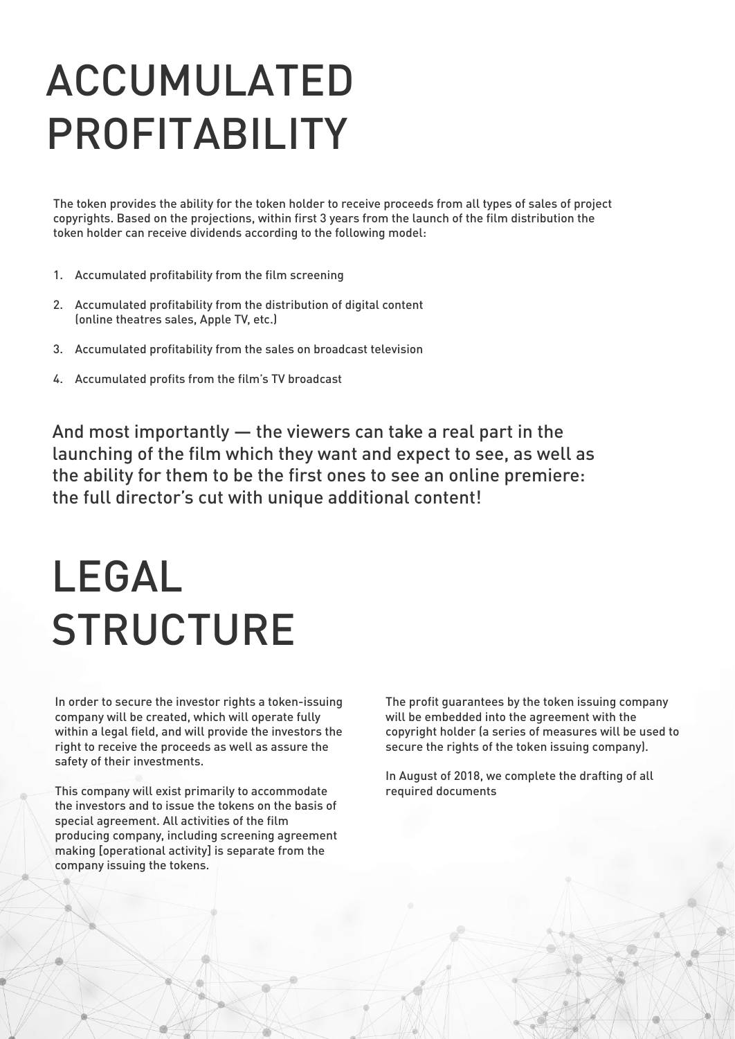# ACCUMULATED PROFITABILITY

The token provides the ability for the token holder to receive proceeds from all types of sales of project copyrights. Based on the projections, within first 3 years from the launch of the film distribution the token holder can receive dividends according to the following model:

1. Accumulated profitability from the film screening
2. Accumulated profitability from the distribution of digital content (online theatres sales, Apple TV, etc.)
3. Accumulated profitability from the sales on broadcast television
4. Accumulated profits from the film's TV broadcast

And most importantly — the viewers can take a real part in the launching of the film which they want and expect to see, as well as the ability for them to be the first ones to see an online premiere: the full director's cut with unique additional content!

# LEGAL STRUCTURE

In order to secure the investor rights a token-issuing company will be created, which will operate fully within a legal field, and will provide the investors the right to receive the proceeds as well as assure the safety of their investments.

This company will exist primarily to accommodate the investors and to issue the tokens on the basis of special agreement. All activities of the film producing company, including screening agreement making [operational activity] is separate from the company issuing the tokens.

The profit guarantees by the token issuing company will be embedded into the agreement with the copyright holder (a series of measures will be used to secure the rights of the token issuing company).

In August of 2018, we complete the drafting of all required documents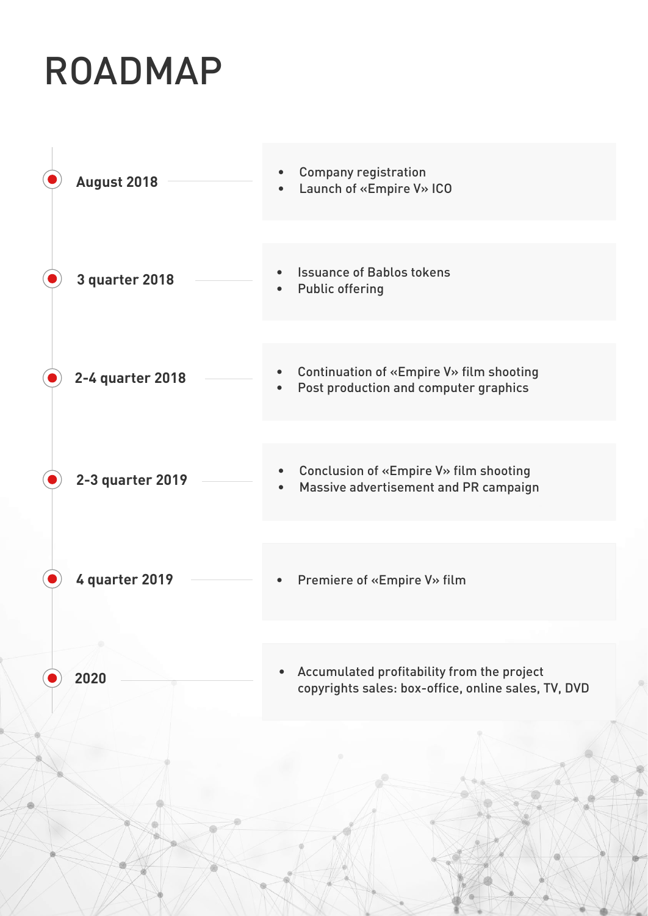# ROADMAP

**August 2018**

- Company registration
- Launch of «Empire V» ICO

**3 quarter 2018**

- Issuance of Bablos tokens
- Public offering

**2-4 quarter 2018**

- Continuation of «Empire V» film shooting
- Post production and computer graphics

**2-3 quarter 2019**

- Conclusion of «Empire V» film shooting
- Massive advertisement and PR campaign

**4 quarter 2019**

- Premiere of «Empire V» film

**2020**

- Accumulated profitability from the project copyrights sales: box-office, online sales, TV, DVD